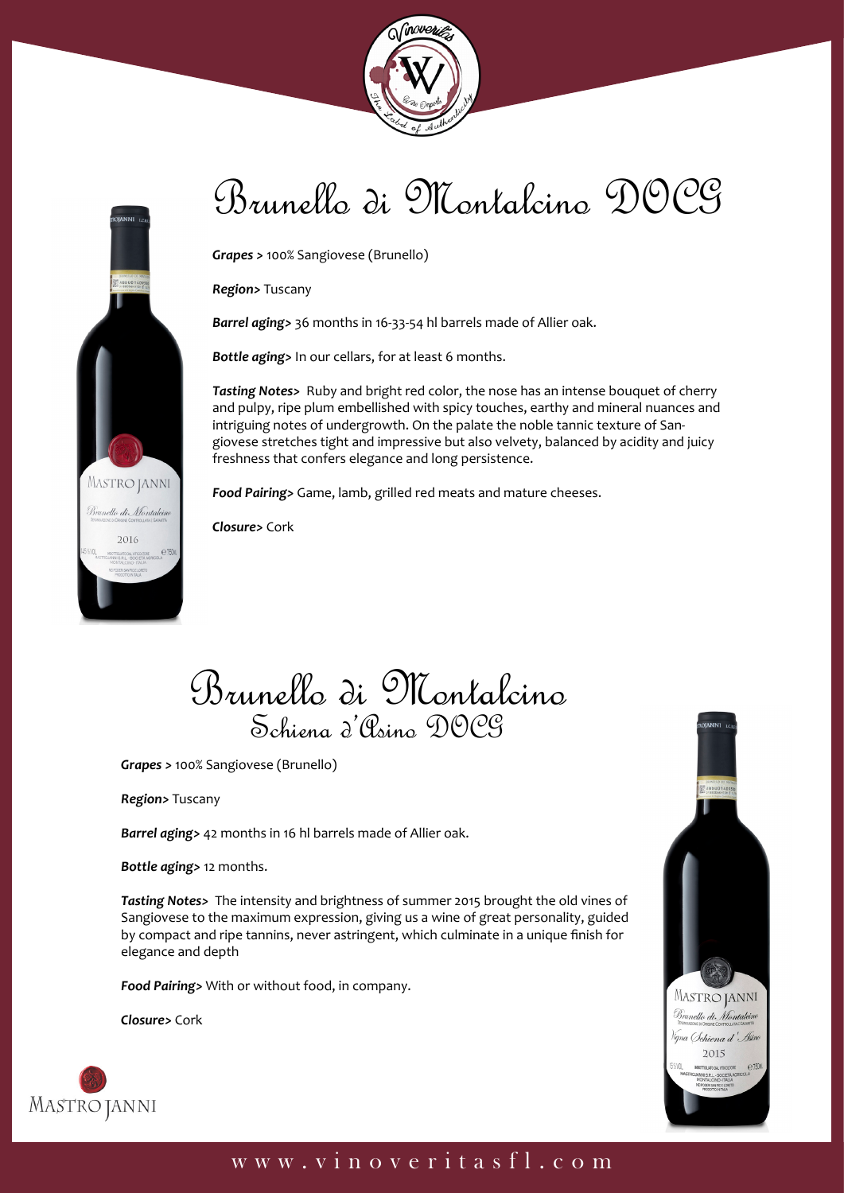# Brunello di Montalcino DOCG

***Grapes >*** 100% Sangiovese (Brunello)

***Region>*** Tuscany

***Barrel aging>*** 36 months in 16-33-54 hl barrels made of Allier oak.

***Bottle aging>*** In our cellars, for at least 6 months.

***Tasting Notes>*** Ruby and bright red color, the nose has an intense bouquet of cherry and pulpy, ripe plum embellished with spicy touches, earthy and mineral nuances and intriguing notes of undergrowth. On the palate the noble tannic texture of Sangiovese stretches tight and impressive but also velvety, balanced by acidity and juicy freshness that confers elegance and long persistence.

***Food Pairing>*** Game, lamb, grilled red meats and mature cheeses.

***Closure>*** Cork

# Brunello di Montalcino
## Schiena d'Asino DOCG

***Grapes >*** 100% Sangiovese (Brunello)

***Region>*** Tuscany

***Barrel aging>*** 42 months in 16 hl barrels made of Allier oak.

***Bottle aging>*** 12 months.

***Tasting Notes>*** The intensity and brightness of summer 2015 brought the old vines of Sangiovese to the maximum expression, giving us a wine of great personality, guided by compact and ripe tannins, never astringent, which culminate in a unique finish for elegance and depth

***Food Pairing>*** With or without food, in company.

***Closure>*** Cork

MASTRO JANNI

www.vinoveritasfl.com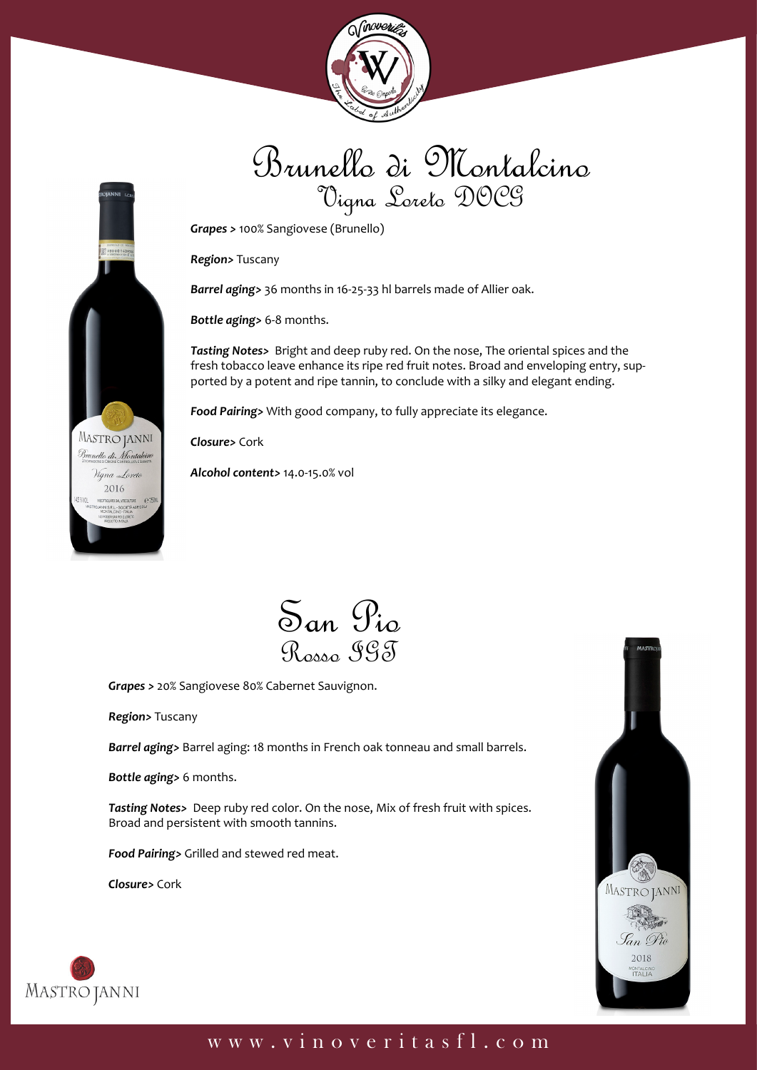# Brunello di Montalcino

## Vigna Loreto DOCG

***Grapes >*** 100% Sangiovese (Brunello)

***Region>*** Tuscany

***Barrel aging>*** 36 months in 16-25-33 hl barrels made of Allier oak.

***Bottle aging>*** 6-8 months.

***Tasting Notes>*** Bright and deep ruby red. On the nose, The oriental spices and the fresh tobacco leave enhance its ripe red fruit notes. Broad and enveloping entry, supported by a potent and ripe tannin, to conclude with a silky and elegant ending.

***Food Pairing>*** With good company, to fully appreciate its elegance.

***Closure>*** Cork

***Alcohol content>*** 14.0-15.0% vol

# San Pio

## Rosso IGT

***Grapes >*** 20% Sangiovese 80% Cabernet Sauvignon.

***Region>*** Tuscany

***Barrel aging>*** Barrel aging: 18 months in French oak tonneau and small barrels.

***Bottle aging>*** 6 months.

***Tasting Notes>*** Deep ruby red color. On the nose, Mix of fresh fruit with spices. Broad and persistent with smooth tannins.

***Food Pairing>*** Grilled and stewed red meat.

***Closure>*** Cork

www.vinoveritasfl.com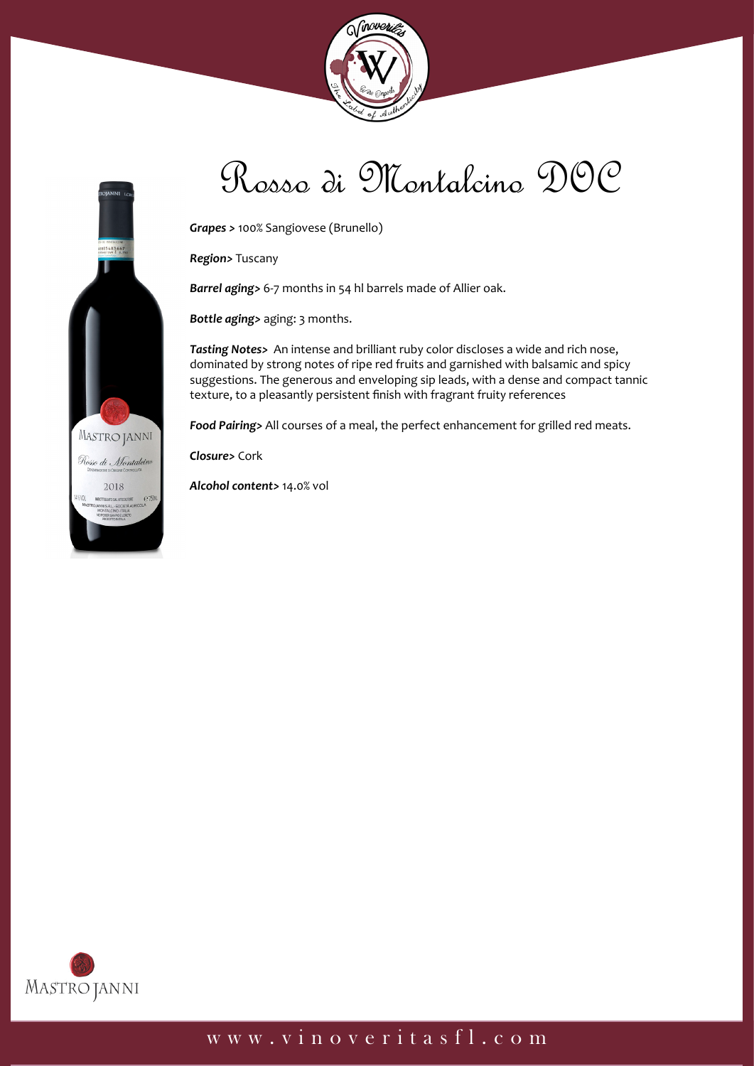# Rosso di Montalcino DOC

***Grapes >*** 100% Sangiovese (Brunello)

***Region>*** Tuscany

***Barrel aging>*** 6-7 months in 54 hl barrels made of Allier oak.

***Bottle aging>*** aging: 3 months.

***Tasting Notes>*** An intense and brilliant ruby color discloses a wide and rich nose, dominated by strong notes of ripe red fruits and garnished with balsamic and spicy suggestions. The generous and enveloping sip leads, with a dense and compact tannic texture, to a pleasantly persistent finish with fragrant fruity references

***Food Pairing>*** All courses of a meal, the perfect enhancement for grilled red meats.

***Closure>*** Cork

***Alcohol content>*** 14.0% vol

MASTRO JANNI

www.vinoveritasfl.com